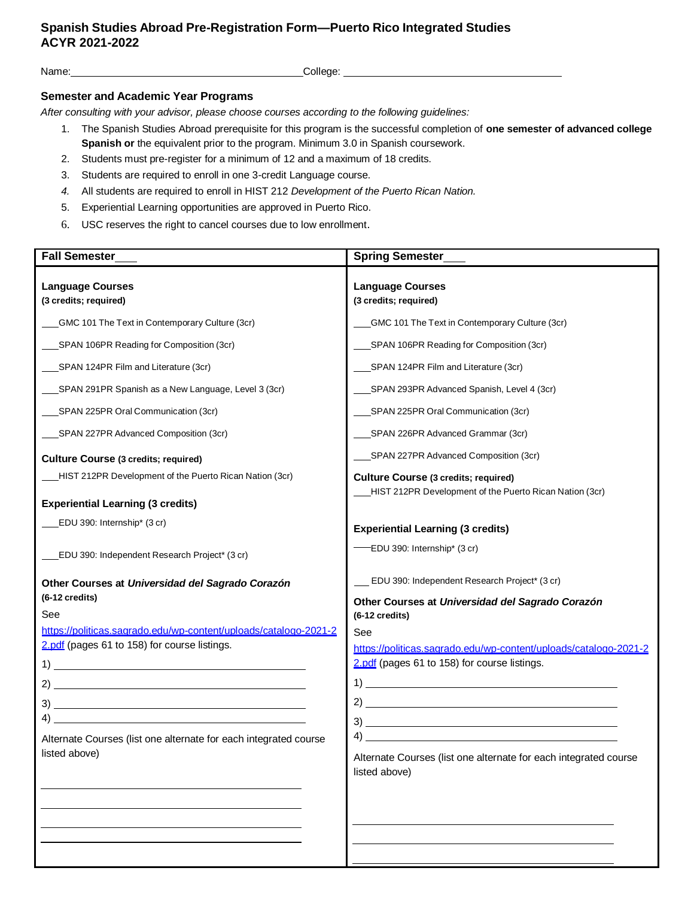## Spanish Studies Abroad Pre-Registration Form—Puerto Rico Integrated Studies ACYR 2021-2022

Name:________________________________________ College: ______________________________________

### Semester and Academic Year Programs

*After consulting with your advisor, please choose courses according to the following guidelines:*

1. The Spanish Studies Abroad prerequisite for this program is the successful completion of **one semester of advanced college Spanish or** the equivalent prior to the program. Minimum 3.0 in Spanish coursework.
2. Students must pre-register for a minimum of 12 and a maximum of 18 credits.
3. Students are required to enroll in one 3-credit Language course.
4. All students are required to enroll in HIST 212 *Development of the Puerto Rican Nation.*
5. Experiential Learning opportunities are approved in Puerto Rico.
6. USC reserves the right to cancel courses due to low enrollment.

---

### Fall Semester___

**Language Courses**
**(3 credits; required)**

___GMC 101 The Text in Contemporary Culture (3cr)

___SPAN 106PR Reading for Composition (3cr)

___SPAN 124PR Film and Literature (3cr)

___SPAN 291PR Spanish as a New Language, Level 3 (3cr)

___SPAN 225PR Oral Communication (3cr)

___SPAN 227PR Advanced Composition (3cr)

**Culture Course (3 credits; required)**

___HIST 212PR Development of the Puerto Rican Nation (3cr)

**Experiential Learning (3 credits)**

___EDU 390: Internship* (3 cr)

___EDU 390: Independent Research Project* (3 cr)

**Other Courses at *Universidad del Sagrado Corazón***
**(6-12 credits)**

See https://politicas.sagrado.edu/wp-content/uploads/catalogo-2021-22.pdf (pages 61 to 158) for course listings.

1) ________________________________________
2) ________________________________________
3) ________________________________________
4) ________________________________________

Alternate Courses (list one alternate for each integrated course listed above)

________________________________________
________________________________________
________________________________________
________________________________________

---

### Spring Semester___

**Language Courses**
**(3 credits; required)**

___GMC 101 The Text in Contemporary Culture (3cr)

___SPAN 106PR Reading for Composition (3cr)

___SPAN 124PR Film and Literature (3cr)

___SPAN 293PR Advanced Spanish, Level 4 (3cr)

___SPAN 225PR Oral Communication (3cr)

___SPAN 226PR Advanced Grammar (3cr)

___SPAN 227PR Advanced Composition (3cr)

**Culture Course (3 credits; required)**

___HIST 212PR Development of the Puerto Rican Nation (3cr)

**Experiential Learning (3 credits)**

___EDU 390: Internship* (3 cr)

___EDU 390: Independent Research Project* (3 cr)

**Other Courses at *Universidad del Sagrado Corazón***
**(6-12 credits)**

See https://politicas.sagrado.edu/wp-content/uploads/catalogo-2021-22.pdf (pages 61 to 158) for course listings.

1) ________________________________________
2) ________________________________________
3) ________________________________________
4) ________________________________________

Alternate Courses (list one alternate for each integrated course listed above)

________________________________________
________________________________________
________________________________________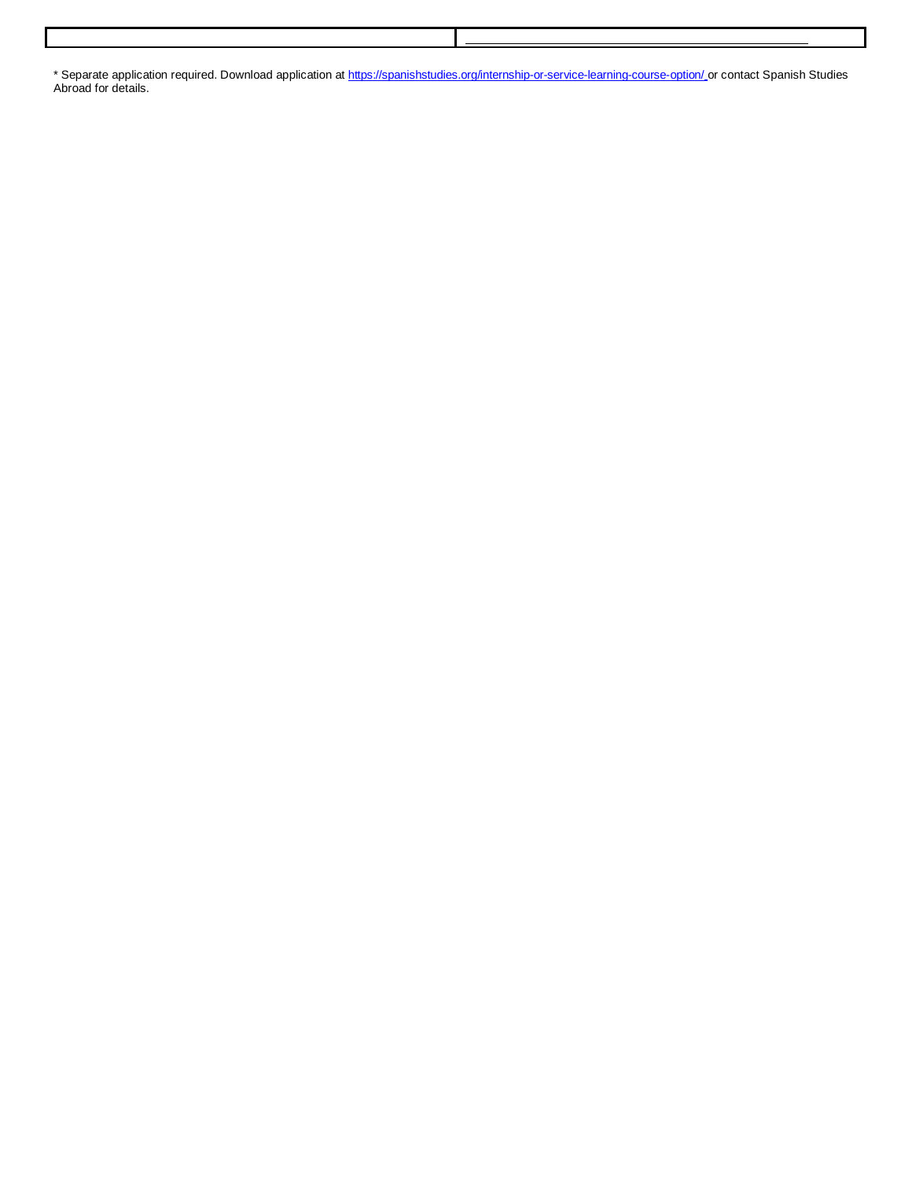| | |
|---|---|
| | ________________________________________ |

* Separate application required. Download application at https://spanishstudies.org/internship-or-service-learning-course-option/ or contact Spanish Studies Abroad for details.